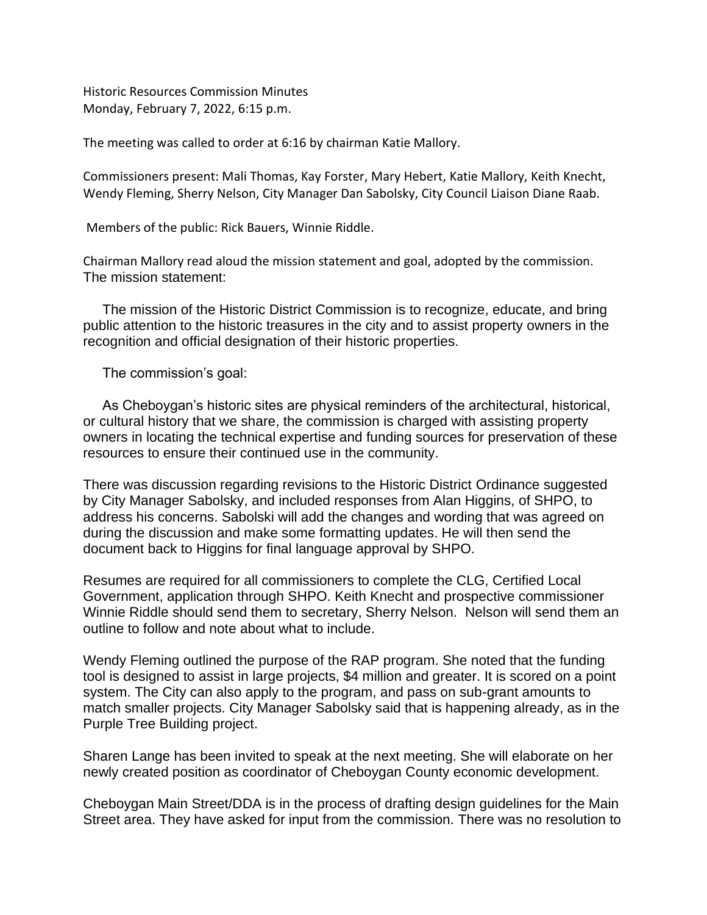Historic Resources Commission Minutes
Monday, February 7, 2022, 6:15 p.m.

The meeting was called to order at 6:16 by chairman Katie Mallory.

Commissioners present: Mali Thomas, Kay Forster, Mary Hebert, Katie Mallory, Keith Knecht, Wendy Fleming, Sherry Nelson, City Manager Dan Sabolsky, City Council Liaison Diane Raab.

Members of the public: Rick Bauers, Winnie Riddle.

Chairman Mallory read aloud the mission statement and goal, adopted by the commission. The mission statement:

The mission of the Historic District Commission is to recognize, educate, and bring public attention to the historic treasures in the city and to assist property owners in the recognition and official designation of their historic properties.

The commission's goal:

As Cheboygan's historic sites are physical reminders of the architectural, historical, or cultural history that we share, the commission is charged with assisting property owners in locating the technical expertise and funding sources for preservation of these resources to ensure their continued use in the community.

There was discussion regarding revisions to the Historic District Ordinance suggested by City Manager Sabolsky, and included responses from Alan Higgins, of SHPO, to address his concerns. Sabolski will add the changes and wording that was agreed on during the discussion and make some formatting updates. He will then send the document back to Higgins for final language approval by SHPO.

Resumes are required for all commissioners to complete the CLG, Certified Local Government, application through SHPO. Keith Knecht and prospective commissioner Winnie Riddle should send them to secretary, Sherry Nelson. Nelson will send them an outline to follow and note about what to include.

Wendy Fleming outlined the purpose of the RAP program. She noted that the funding tool is designed to assist in large projects, $4 million and greater. It is scored on a point system. The City can also apply to the program, and pass on sub-grant amounts to match smaller projects. City Manager Sabolsky said that is happening already, as in the Purple Tree Building project.

Sharen Lange has been invited to speak at the next meeting. She will elaborate on her newly created position as coordinator of Cheboygan County economic development.

Cheboygan Main Street/DDA is in the process of drafting design guidelines for the Main Street area. They have asked for input from the commission. There was no resolution to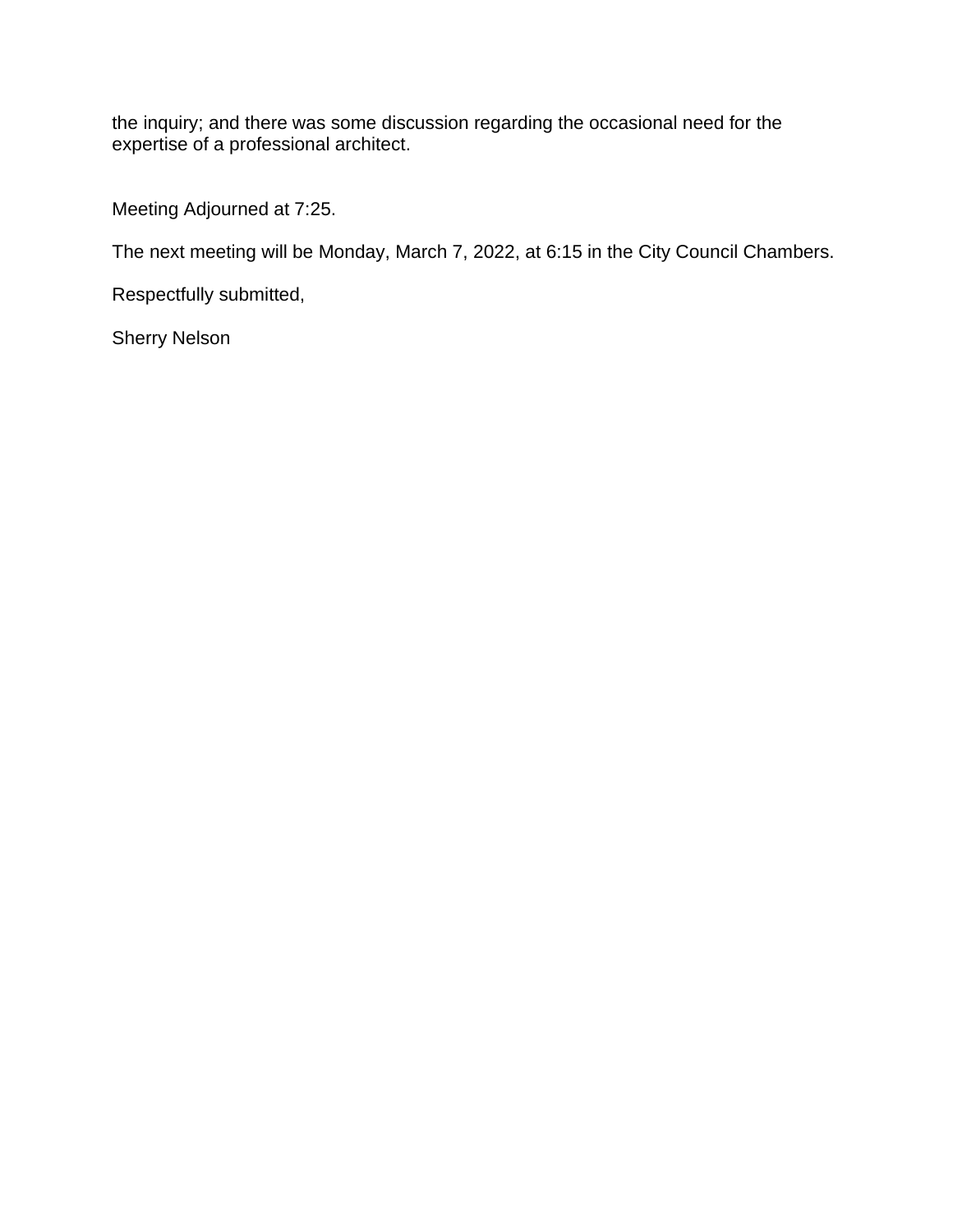the inquiry; and there was some discussion regarding the occasional need for the expertise of a professional architect.

Meeting Adjourned at 7:25.

The next meeting will be Monday, March 7, 2022, at 6:15 in the City Council Chambers.

Respectfully submitted,

Sherry Nelson